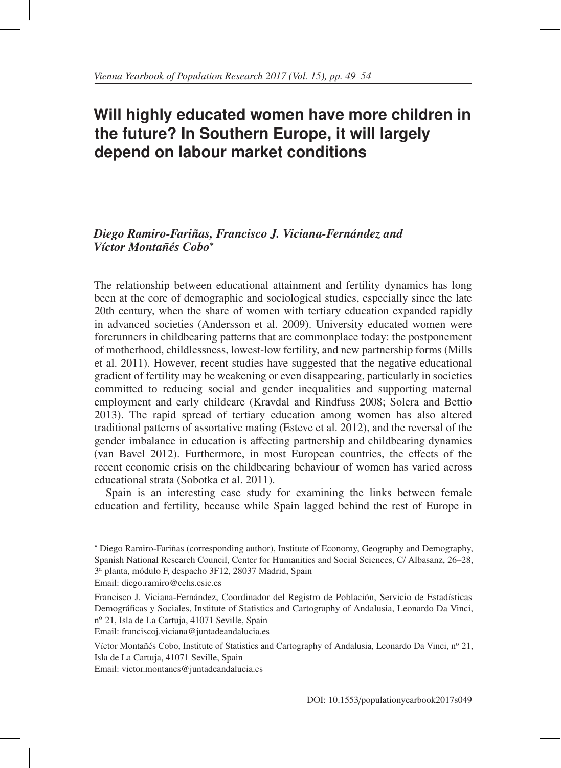# Will highly educated women have more children in the future? In Southern Europe, it will largely depend on labour market conditions

***Diego Ramiro-Fariñas, Francisco J. Viciana-Fernández and Víctor Montañés Cobo****

The relationship between educational attainment and fertility dynamics has long been at the core of demographic and sociological studies, especially since the late 20th century, when the share of women with tertiary education expanded rapidly in advanced societies (Andersson et al. 2009). University educated women were forerunners in childbearing patterns that are commonplace today: the postponement of motherhood, childlessness, lowest-low fertility, and new partnership forms (Mills et al. 2011). However, recent studies have suggested that the negative educational gradient of fertility may be weakening or even disappearing, particularly in societies committed to reducing social and gender inequalities and supporting maternal employment and early childcare (Kravdal and Rindfuss 2008; Solera and Bettio 2013). The rapid spread of tertiary education among women has also altered traditional patterns of assortative mating (Esteve et al. 2012), and the reversal of the gender imbalance in education is affecting partnership and childbearing dynamics (van Bavel 2012). Furthermore, in most European countries, the effects of the recent economic crisis on the childbearing behaviour of women has varied across educational strata (Sobotka et al. 2011).

Spain is an interesting case study for examining the links between female education and fertility, because while Spain lagged behind the rest of Europe in

---

* Diego Ramiro-Fariñas (corresponding author), Institute of Economy, Geography and Demography, Spanish National Research Council, Center for Humanities and Social Sciences, C/ Albasanz, 26–28, 3ª planta, módulo F, despacho 3F12, 28037 Madrid, Spain
Email: diego.ramiro@cchs.csic.es

Francisco J. Viciana-Fernández, Coordinador del Registro de Población, Servicio de Estadísticas Demográficas y Sociales, Institute of Statistics and Cartography of Andalusia, Leonardo Da Vinci, nº 21, Isla de La Cartuja, 41071 Seville, Spain
Email: franciscoj.viciana@juntadeandalucia.es

Víctor Montañés Cobo, Institute of Statistics and Cartography of Andalusia, Leonardo Da Vinci, nº 21, Isla de La Cartuja, 41071 Seville, Spain
Email: victor.montanes@juntadeandalucia.es

DOI: 10.1553/populationyearbook2017s049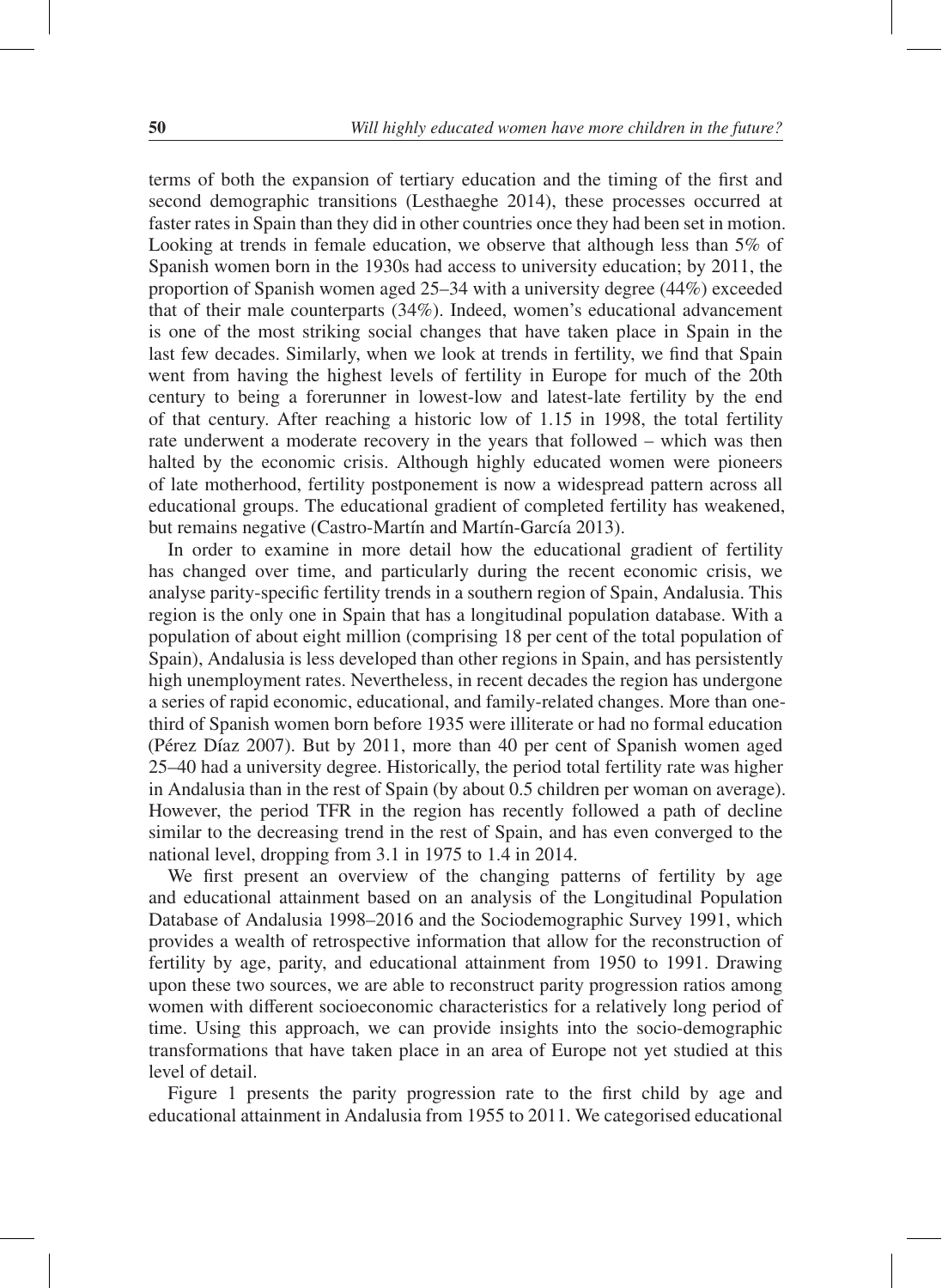terms of both the expansion of tertiary education and the timing of the first and second demographic transitions (Lesthaeghe 2014), these processes occurred at faster rates in Spain than they did in other countries once they had been set in motion. Looking at trends in female education, we observe that although less than 5% of Spanish women born in the 1930s had access to university education; by 2011, the proportion of Spanish women aged 25–34 with a university degree (44%) exceeded that of their male counterparts (34%). Indeed, women's educational advancement is one of the most striking social changes that have taken place in Spain in the last few decades. Similarly, when we look at trends in fertility, we find that Spain went from having the highest levels of fertility in Europe for much of the 20th century to being a forerunner in lowest-low and latest-late fertility by the end of that century. After reaching a historic low of 1.15 in 1998, the total fertility rate underwent a moderate recovery in the years that followed – which was then halted by the economic crisis. Although highly educated women were pioneers of late motherhood, fertility postponement is now a widespread pattern across all educational groups. The educational gradient of completed fertility has weakened, but remains negative (Castro-Martín and Martín-García 2013).

In order to examine in more detail how the educational gradient of fertility has changed over time, and particularly during the recent economic crisis, we analyse parity-specific fertility trends in a southern region of Spain, Andalusia. This region is the only one in Spain that has a longitudinal population database. With a population of about eight million (comprising 18 per cent of the total population of Spain), Andalusia is less developed than other regions in Spain, and has persistently high unemployment rates. Nevertheless, in recent decades the region has undergone a series of rapid economic, educational, and family-related changes. More than one-third of Spanish women born before 1935 were illiterate or had no formal education (Pérez Díaz 2007). But by 2011, more than 40 per cent of Spanish women aged 25–40 had a university degree. Historically, the period total fertility rate was higher in Andalusia than in the rest of Spain (by about 0.5 children per woman on average). However, the period TFR in the region has recently followed a path of decline similar to the decreasing trend in the rest of Spain, and has even converged to the national level, dropping from 3.1 in 1975 to 1.4 in 2014.

We first present an overview of the changing patterns of fertility by age and educational attainment based on an analysis of the Longitudinal Population Database of Andalusia 1998–2016 and the Sociodemographic Survey 1991, which provides a wealth of retrospective information that allow for the reconstruction of fertility by age, parity, and educational attainment from 1950 to 1991. Drawing upon these two sources, we are able to reconstruct parity progression ratios among women with different socioeconomic characteristics for a relatively long period of time. Using this approach, we can provide insights into the socio-demographic transformations that have taken place in an area of Europe not yet studied at this level of detail.

Figure 1 presents the parity progression rate to the first child by age and educational attainment in Andalusia from 1955 to 2011. We categorised educational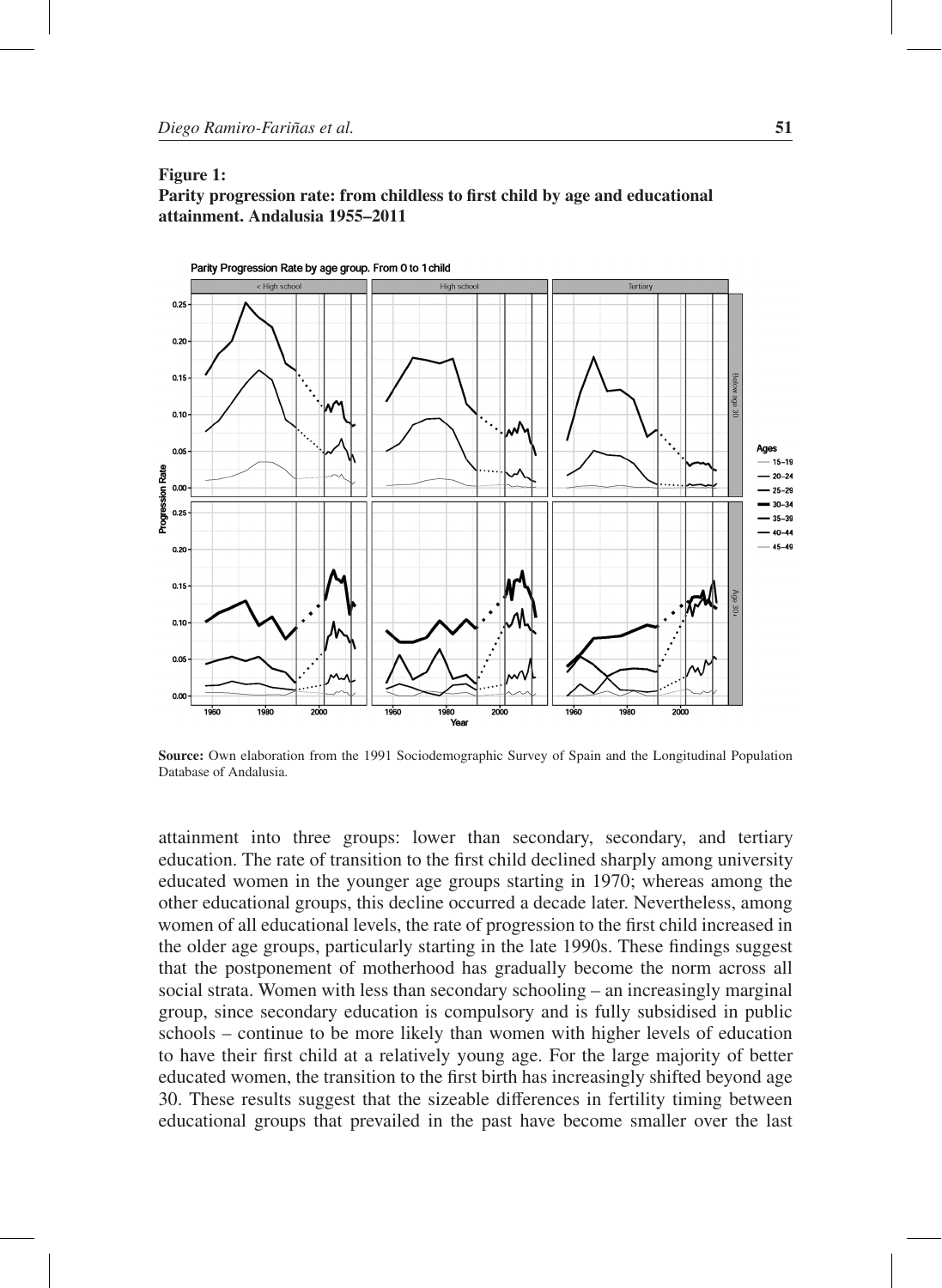**Figure 1:**
**Parity progression rate: from childless to first child by age and educational attainment. Andalusia 1955–2011**

**Source:** Own elaboration from the 1991 Sociodemographic Survey of Spain and the Longitudinal Population Database of Andalusia.

attainment into three groups: lower than secondary, secondary, and tertiary education. The rate of transition to the first child declined sharply among university educated women in the younger age groups starting in 1970; whereas among the other educational groups, this decline occurred a decade later. Nevertheless, among women of all educational levels, the rate of progression to the first child increased in the older age groups, particularly starting in the late 1990s. These findings suggest that the postponement of motherhood has gradually become the norm across all social strata. Women with less than secondary schooling – an increasingly marginal group, since secondary education is compulsory and is fully subsidised in public schools – continue to be more likely than women with higher levels of education to have their first child at a relatively young age. For the large majority of better educated women, the transition to the first birth has increasingly shifted beyond age 30. These results suggest that the sizeable differences in fertility timing between educational groups that prevailed in the past have become smaller over the last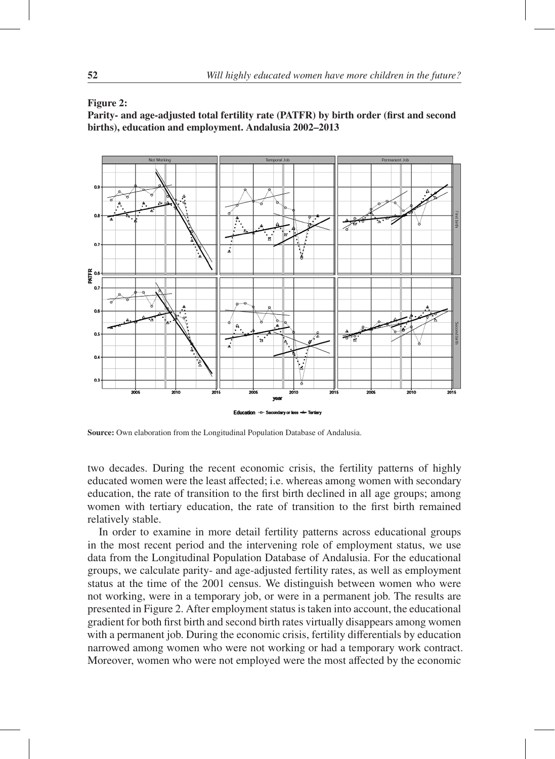**Figure 2:**
**Parity- and age-adjusted total fertility rate (PATFR) by birth order (first and second births), education and employment. Andalusia 2002–2013**

**Source:** Own elaboration from the Longitudinal Population Database of Andalusia.

two decades. During the recent economic crisis, the fertility patterns of highly educated women were the least affected; i.e. whereas among women with secondary education, the rate of transition to the first birth declined in all age groups; among women with tertiary education, the rate of transition to the first birth remained relatively stable.

In order to examine in more detail fertility patterns across educational groups in the most recent period and the intervening role of employment status, we use data from the Longitudinal Population Database of Andalusia. For the educational groups, we calculate parity- and age-adjusted fertility rates, as well as employment status at the time of the 2001 census. We distinguish between women who were not working, were in a temporary job, or were in a permanent job. The results are presented in Figure 2. After employment status is taken into account, the educational gradient for both first birth and second birth rates virtually disappears among women with a permanent job. During the economic crisis, fertility differentials by education narrowed among women who were not working or had a temporary work contract. Moreover, women who were not employed were the most affected by the economic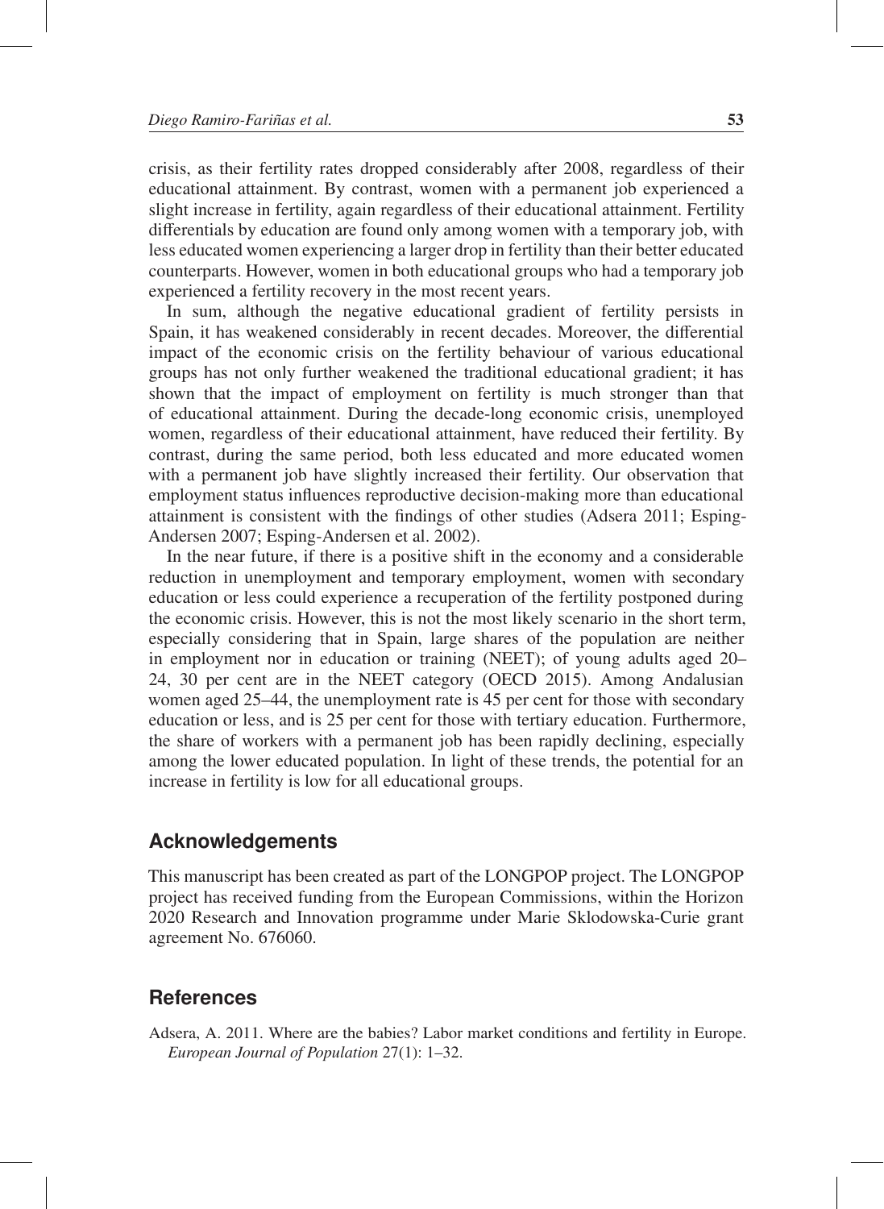crisis, as their fertility rates dropped considerably after 2008, regardless of their educational attainment. By contrast, women with a permanent job experienced a slight increase in fertility, again regardless of their educational attainment. Fertility differentials by education are found only among women with a temporary job, with less educated women experiencing a larger drop in fertility than their better educated counterparts. However, women in both educational groups who had a temporary job experienced a fertility recovery in the most recent years.

In sum, although the negative educational gradient of fertility persists in Spain, it has weakened considerably in recent decades. Moreover, the differential impact of the economic crisis on the fertility behaviour of various educational groups has not only further weakened the traditional educational gradient; it has shown that the impact of employment on fertility is much stronger than that of educational attainment. During the decade-long economic crisis, unemployed women, regardless of their educational attainment, have reduced their fertility. By contrast, during the same period, both less educated and more educated women with a permanent job have slightly increased their fertility. Our observation that employment status influences reproductive decision-making more than educational attainment is consistent with the findings of other studies (Adsera 2011; Esping-Andersen 2007; Esping-Andersen et al. 2002).

In the near future, if there is a positive shift in the economy and a considerable reduction in unemployment and temporary employment, women with secondary education or less could experience a recuperation of the fertility postponed during the economic crisis. However, this is not the most likely scenario in the short term, especially considering that in Spain, large shares of the population are neither in employment nor in education or training (NEET); of young adults aged 20–24, 30 per cent are in the NEET category (OECD 2015). Among Andalusian women aged 25–44, the unemployment rate is 45 per cent for those with secondary education or less, and is 25 per cent for those with tertiary education. Furthermore, the share of workers with a permanent job has been rapidly declining, especially among the lower educated population. In light of these trends, the potential for an increase in fertility is low for all educational groups.

## Acknowledgements

This manuscript has been created as part of the LONGPOP project. The LONGPOP project has received funding from the European Commissions, within the Horizon 2020 Research and Innovation programme under Marie Sklodowska-Curie grant agreement No. 676060.

## References

Adsera, A. 2011. Where are the babies? Labor market conditions and fertility in Europe. *European Journal of Population* 27(1): 1–32.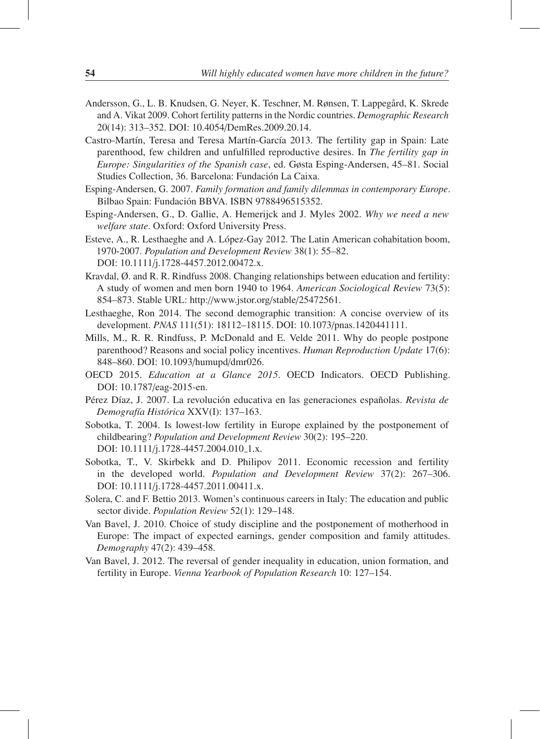Andersson, G., L. B. Knudsen, G. Neyer, K. Teschner, M. Rønsen, T. Lappegård, K. Skrede and A. Vikat 2009. Cohort fertility patterns in the Nordic countries. *Demographic Research* 20(14): 313–352. DOI: 10.4054/DemRes.2009.20.14.

Castro-Martín, Teresa and Teresa Martín-García 2013. The fertility gap in Spain: Late parenthood, few children and unfulfilled reproductive desires. In *The fertility gap in Europe: Singularities of the Spanish case*, ed. Gøsta Esping-Andersen, 45–81. Social Studies Collection, 36. Barcelona: Fundación La Caixa.

Esping-Andersen, G. 2007. *Family formation and family dilemmas in contemporary Europe*. Bilbao Spain: Fundación BBVA. ISBN 9788496515352.

Esping-Andersen, G., D. Gallie, A. Hemerijck and J. Myles 2002. *Why we need a new welfare state*. Oxford: Oxford University Press.

Esteve, A., R. Lesthaeghe and A. López-Gay 2012. The Latin American cohabitation boom, 1970-2007. *Population and Development Review* 38(1): 55–82. DOI: 10.1111/j.1728-4457.2012.00472.x.

Kravdal, Ø. and R. R. Rindfuss 2008. Changing relationships between education and fertility: A study of women and men born 1940 to 1964. *American Sociological Review* 73(5): 854–873. Stable URL: http://www.jstor.org/stable/25472561.

Lesthaeghe, Ron 2014. The second demographic transition: A concise overview of its development. *PNAS* 111(51): 18112–18115. DOI: 10.1073/pnas.1420441111.

Mills, M., R. R. Rindfuss, P. McDonald and E. Velde 2011. Why do people postpone parenthood? Reasons and social policy incentives. *Human Reproduction Update* 17(6): 848–860. DOI: 10.1093/humupd/dmr026.

OECD 2015. *Education at a Glance 2015*. OECD Indicators. OECD Publishing. DOI: 10.1787/eag-2015-en.

Pérez Díaz, J. 2007. La revolución educativa en las generaciones españolas. *Revista de Demografía Histórica* XXV(I): 137–163.

Sobotka, T. 2004. Is lowest-low fertility in Europe explained by the postponement of childbearing? *Population and Development Review* 30(2): 195–220. DOI: 10.1111/j.1728-4457.2004.010_1.x.

Sobotka, T., V. Skirbekk and D. Philipov 2011. Economic recession and fertility in the developed world. *Population and Development Review* 37(2): 267–306. DOI: 10.1111/j.1728-4457.2011.00411.x.

Solera, C. and F. Bettio 2013. Women's continuous careers in Italy: The education and public sector divide. *Population Review* 52(1): 129–148.

Van Bavel, J. 2010. Choice of study discipline and the postponement of motherhood in Europe: The impact of expected earnings, gender composition and family attitudes. *Demography* 47(2): 439–458.

Van Bavel, J. 2012. The reversal of gender inequality in education, union formation, and fertility in Europe. *Vienna Yearbook of Population Research* 10: 127–154.